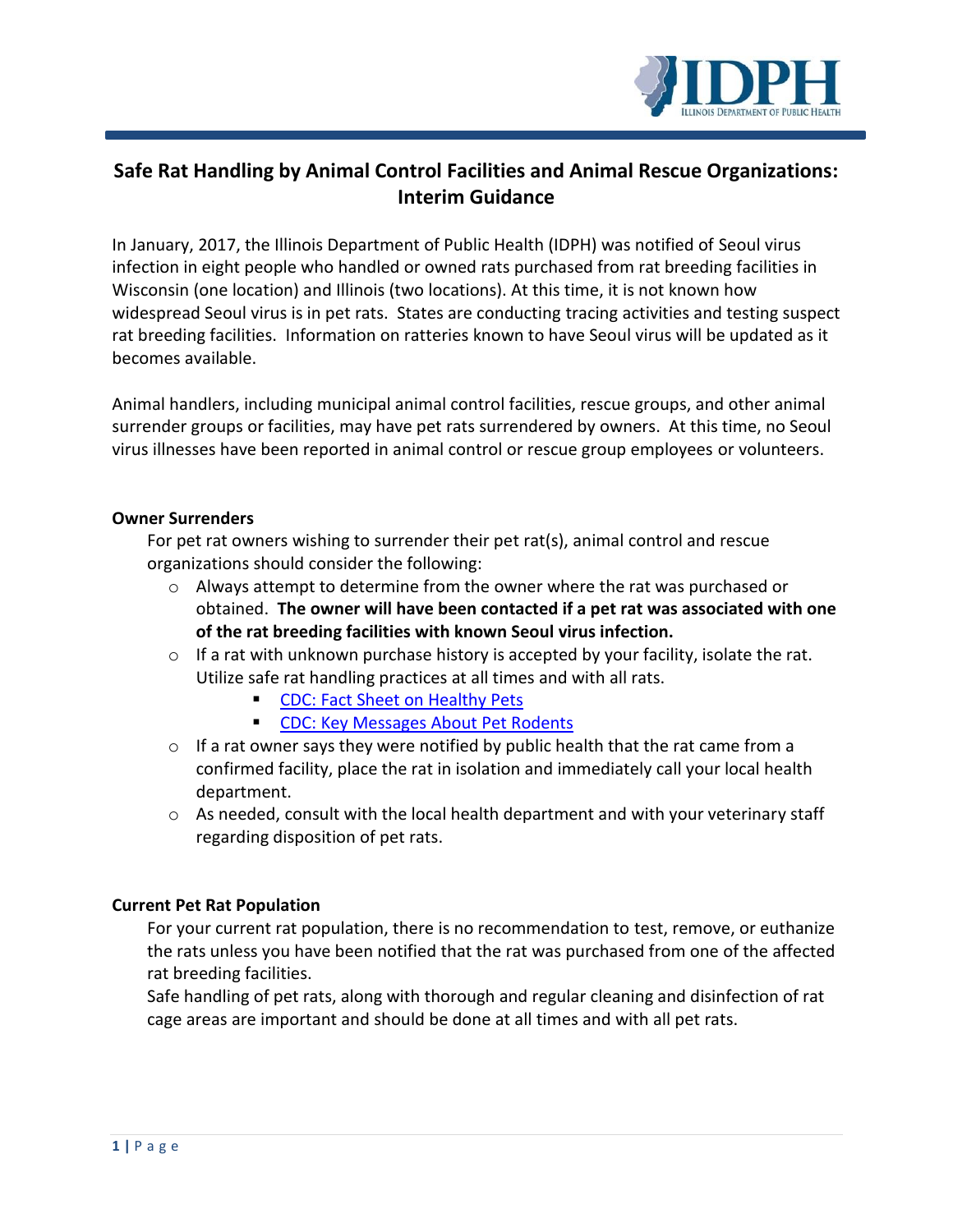# Safe Rat Handling by Animal Control Facilities and Animal Rescue Organizations: Interim Guidance

In January, 2017, the Illinois Department of Public Health (IDPH) was notified of Seoul virus infection in eight people who handled or owned rats purchased from rat breeding facilities in Wisconsin (one location) and Illinois (two locations). At this time, it is not known how widespread Seoul virus is in pet rats. States are conducting tracing activities and testing suspect rat breeding facilities. Information on ratteries known to have Seoul virus will be updated as it becomes available.

Animal handlers, including municipal animal control facilities, rescue groups, and other animal surrender groups or facilities, may have pet rats surrendered by owners. At this time, no Seoul virus illnesses have been reported in animal control or rescue group employees or volunteers.

## Owner Surrenders

For pet rat owners wishing to surrender their pet rat(s), animal control and rescue organizations should consider the following:

- Always attempt to determine from the owner where the rat was purchased or obtained. **The owner will have been contacted if a pet rat was associated with one of the rat breeding facilities with known Seoul virus infection.**
- If a rat with unknown purchase history is accepted by your facility, isolate the rat. Utilize safe rat handling practices at all times and with all rats.
  - CDC: Fact Sheet on Healthy Pets
  - CDC: Key Messages About Pet Rodents
- If a rat owner says they were notified by public health that the rat came from a confirmed facility, place the rat in isolation and immediately call your local health department.
- As needed, consult with the local health department and with your veterinary staff regarding disposition of pet rats.

## Current Pet Rat Population

For your current rat population, there is no recommendation to test, remove, or euthanize the rats unless you have been notified that the rat was purchased from one of the affected rat breeding facilities.

Safe handling of pet rats, along with thorough and regular cleaning and disinfection of rat cage areas are important and should be done at all times and with all pet rats.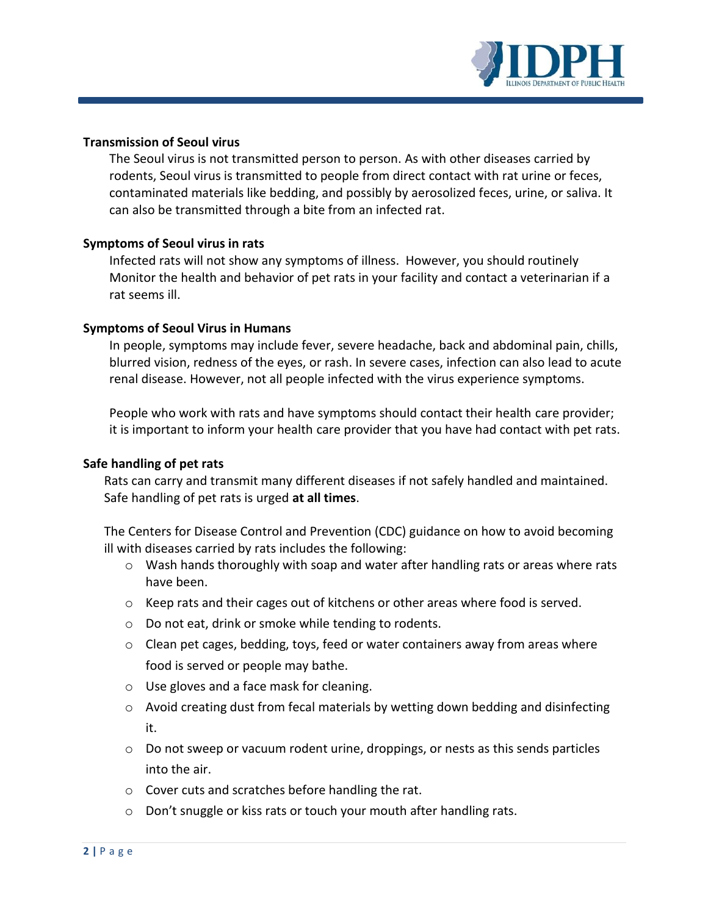**Transmission of Seoul virus**

The Seoul virus is not transmitted person to person. As with other diseases carried by rodents, Seoul virus is transmitted to people from direct contact with rat urine or feces, contaminated materials like bedding, and possibly by aerosolized feces, urine, or saliva. It can also be transmitted through a bite from an infected rat.

**Symptoms of Seoul virus in rats**

Infected rats will not show any symptoms of illness. However, you should routinely Monitor the health and behavior of pet rats in your facility and contact a veterinarian if a rat seems ill.

**Symptoms of Seoul Virus in Humans**

In people, symptoms may include fever, severe headache, back and abdominal pain, chills, blurred vision, redness of the eyes, or rash. In severe cases, infection can also lead to acute renal disease. However, not all people infected with the virus experience symptoms.

People who work with rats and have symptoms should contact their health care provider; it is important to inform your health care provider that you have had contact with pet rats.

**Safe handling of pet rats**

Rats can carry and transmit many different diseases if not safely handled and maintained. Safe handling of pet rats is urged **at all times**.

The Centers for Disease Control and Prevention (CDC) guidance on how to avoid becoming ill with diseases carried by rats includes the following:

- Wash hands thoroughly with soap and water after handling rats or areas where rats have been.
- Keep rats and their cages out of kitchens or other areas where food is served.
- Do not eat, drink or smoke while tending to rodents.
- Clean pet cages, bedding, toys, feed or water containers away from areas where food is served or people may bathe.
- Use gloves and a face mask for cleaning.
- Avoid creating dust from fecal materials by wetting down bedding and disinfecting it.
- Do not sweep or vacuum rodent urine, droppings, or nests as this sends particles into the air.
- Cover cuts and scratches before handling the rat.
- Don't snuggle or kiss rats or touch your mouth after handling rats.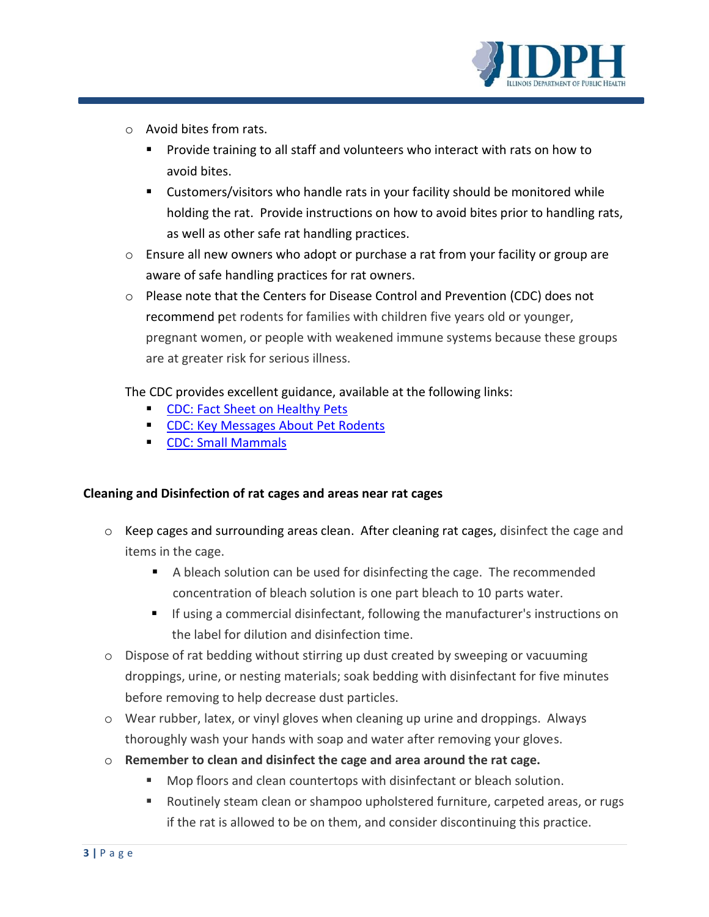- Avoid bites from rats.
  - Provide training to all staff and volunteers who interact with rats on how to avoid bites.
  - Customers/visitors who handle rats in your facility should be monitored while holding the rat. Provide instructions on how to avoid bites prior to handling rats, as well as other safe rat handling practices.
- Ensure all new owners who adopt or purchase a rat from your facility or group are aware of safe handling practices for rat owners.
- Please note that the Centers for Disease Control and Prevention (CDC) does not recommend pet rodents for families with children five years old or younger, pregnant women, or people with weakened immune systems because these groups are at greater risk for serious illness.

The CDC provides excellent guidance, available at the following links:

- CDC: Fact Sheet on Healthy Pets
- CDC: Key Messages About Pet Rodents
- CDC: Small Mammals

**Cleaning and Disinfection of rat cages and areas near rat cages**

- Keep cages and surrounding areas clean. After cleaning rat cages, disinfect the cage and items in the cage.
  - A bleach solution can be used for disinfecting the cage. The recommended concentration of bleach solution is one part bleach to 10 parts water.
  - If using a commercial disinfectant, following the manufacturer's instructions on the label for dilution and disinfection time.
- Dispose of rat bedding without stirring up dust created by sweeping or vacuuming droppings, urine, or nesting materials; soak bedding with disinfectant for five minutes before removing to help decrease dust particles.
- Wear rubber, latex, or vinyl gloves when cleaning up urine and droppings. Always thoroughly wash your hands with soap and water after removing your gloves.
- **Remember to clean and disinfect the cage and area around the rat cage.**
  - Mop floors and clean countertops with disinfectant or bleach solution.
  - Routinely steam clean or shampoo upholstered furniture, carpeted areas, or rugs if the rat is allowed to be on them, and consider discontinuing this practice.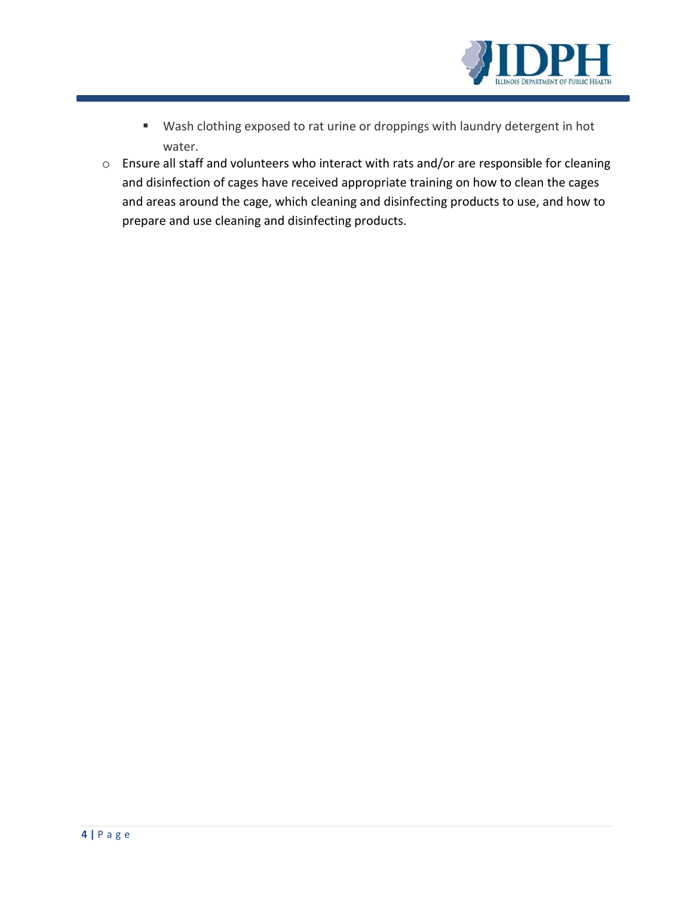- Wash clothing exposed to rat urine or droppings with laundry detergent in hot water.
- Ensure all staff and volunteers who interact with rats and/or are responsible for cleaning and disinfection of cages have received appropriate training on how to clean the cages and areas around the cage, which cleaning and disinfecting products to use, and how to prepare and use cleaning and disinfecting products.